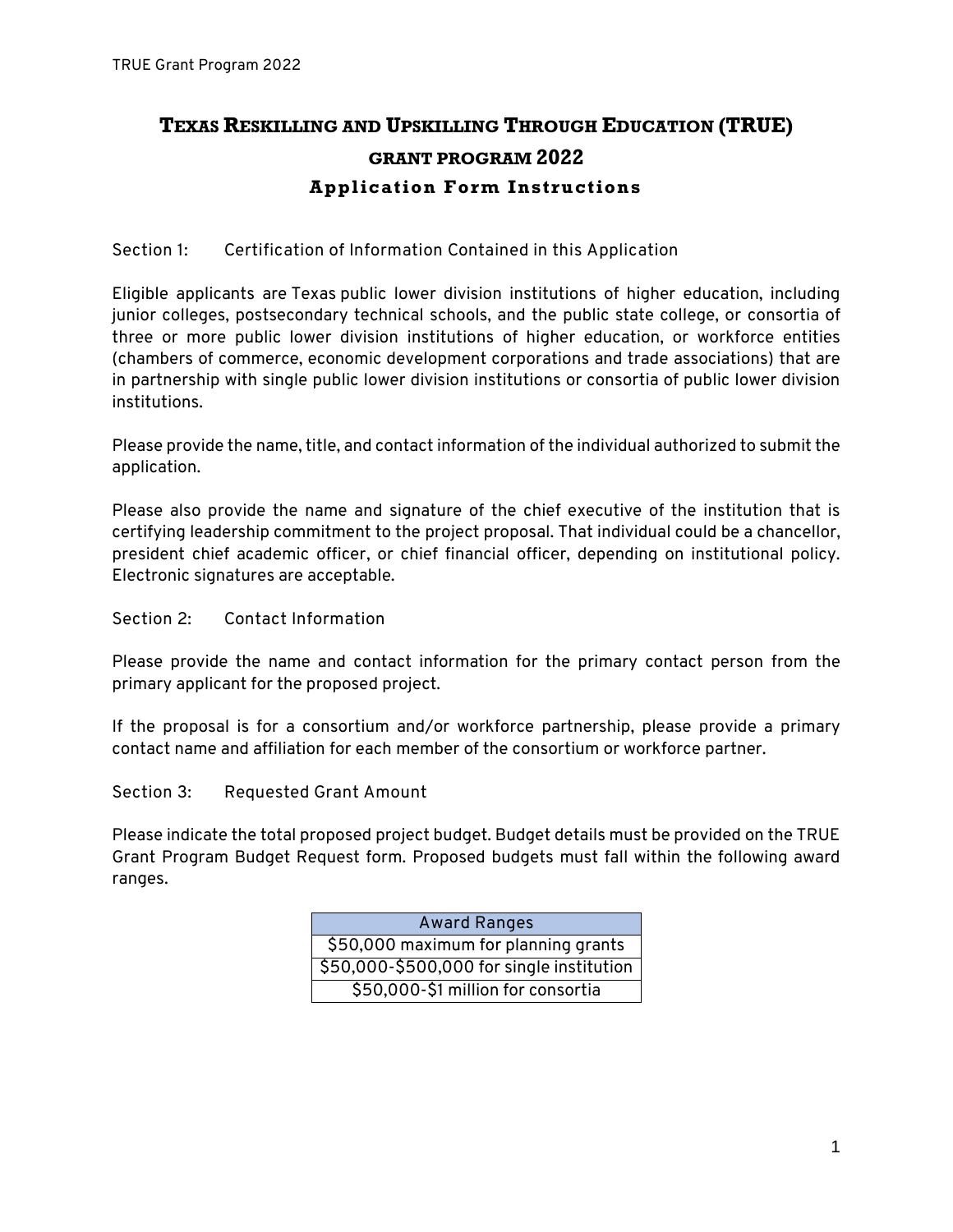# Texas Reskilling and Upskilling Through Education (TRUE) grant program 2022

## Application Form Instructions

Section 1: Certification of Information Contained in this Application

Eligible applicants are Texas public lower division institutions of higher education, including junior colleges, postsecondary technical schools, and the public state college, or consortia of three or more public lower division institutions of higher education, or workforce entities (chambers of commerce, economic development corporations and trade associations) that are in partnership with single public lower division institutions or consortia of public lower division institutions.

Please provide the name, title, and contact information of the individual authorized to submit the application.

Please also provide the name and signature of the chief executive of the institution that is certifying leadership commitment to the project proposal. That individual could be a chancellor, president chief academic officer, or chief financial officer, depending on institutional policy. Electronic signatures are acceptable.

Section 2: Contact Information

Please provide the name and contact information for the primary contact person from the primary applicant for the proposed project.

If the proposal is for a consortium and/or workforce partnership, please provide a primary contact name and affiliation for each member of the consortium or workforce partner.

Section 3: Requested Grant Amount

Please indicate the total proposed project budget. Budget details must be provided on the TRUE Grant Program Budget Request form. Proposed budgets must fall within the following award ranges.

| Award Ranges |
| --- |
| $50,000 maximum for planning grants |
| $50,000-$500,000 for single institution |
| $50,000-$1 million for consortia |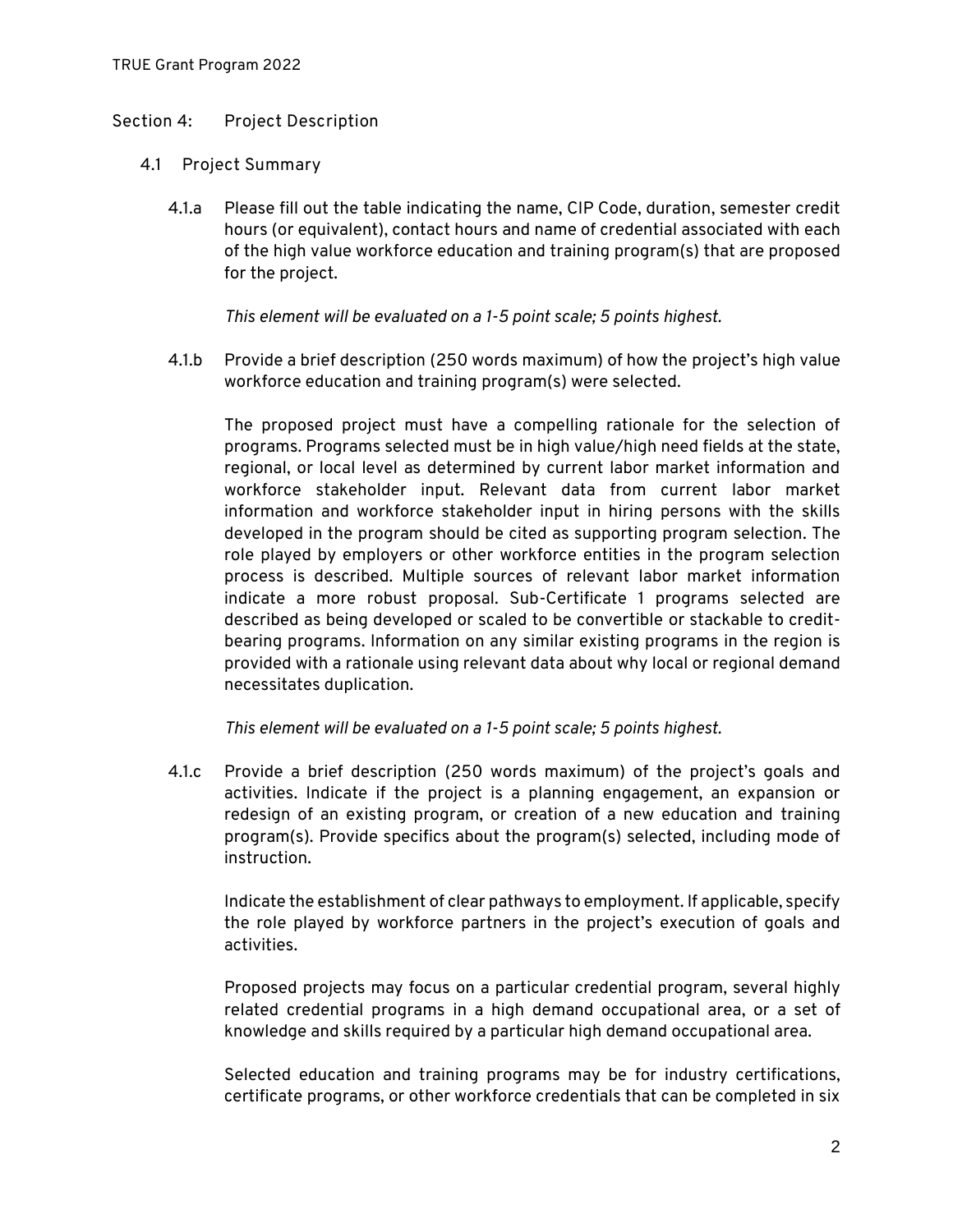## Section 4: Project Description

### 4.1 Project Summary

4.1.a Please fill out the table indicating the name, CIP Code, duration, semester credit hours (or equivalent), contact hours and name of credential associated with each of the high value workforce education and training program(s) that are proposed for the project.

*This element will be evaluated on a 1-5 point scale; 5 points highest.*

4.1.b Provide a brief description (250 words maximum) of how the project's high value workforce education and training program(s) were selected.

The proposed project must have a compelling rationale for the selection of programs. Programs selected must be in high value/high need fields at the state, regional, or local level as determined by current labor market information and workforce stakeholder input. Relevant data from current labor market information and workforce stakeholder input in hiring persons with the skills developed in the program should be cited as supporting program selection. The role played by employers or other workforce entities in the program selection process is described. Multiple sources of relevant labor market information indicate a more robust proposal. Sub-Certificate 1 programs selected are described as being developed or scaled to be convertible or stackable to credit-bearing programs. Information on any similar existing programs in the region is provided with a rationale using relevant data about why local or regional demand necessitates duplication.

*This element will be evaluated on a 1-5 point scale; 5 points highest.*

4.1.c Provide a brief description (250 words maximum) of the project's goals and activities. Indicate if the project is a planning engagement, an expansion or redesign of an existing program, or creation of a new education and training program(s). Provide specifics about the program(s) selected, including mode of instruction.

Indicate the establishment of clear pathways to employment. If applicable, specify the role played by workforce partners in the project's execution of goals and activities.

Proposed projects may focus on a particular credential program, several highly related credential programs in a high demand occupational area, or a set of knowledge and skills required by a particular high demand occupational area.

Selected education and training programs may be for industry certifications, certificate programs, or other workforce credentials that can be completed in six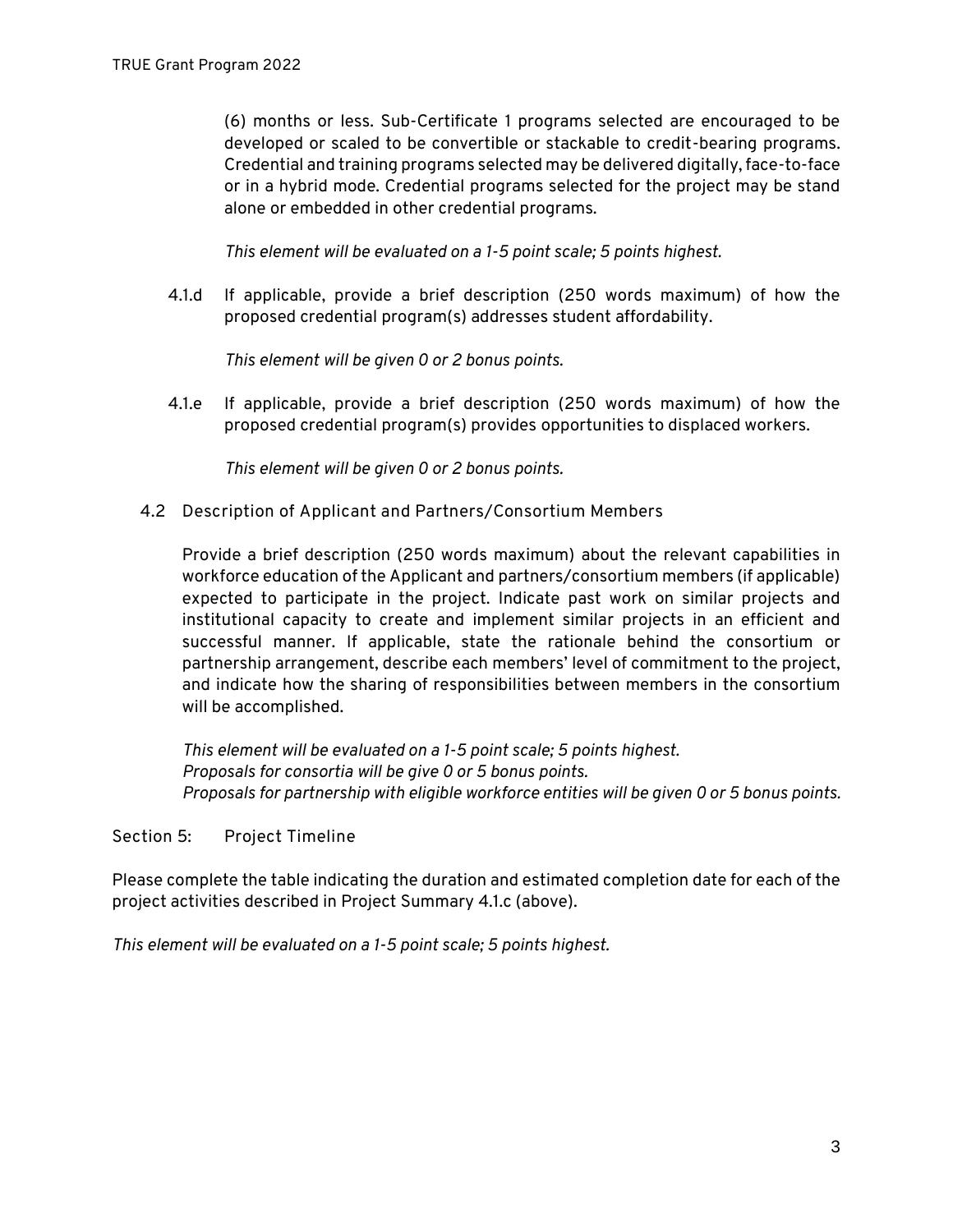(6) months or less. Sub-Certificate 1 programs selected are encouraged to be developed or scaled to be convertible or stackable to credit-bearing programs. Credential and training programs selected may be delivered digitally, face-to-face or in a hybrid mode. Credential programs selected for the project may be stand alone or embedded in other credential programs.

*This element will be evaluated on a 1-5 point scale; 5 points highest.*

4.1.d If applicable, provide a brief description (250 words maximum) of how the proposed credential program(s) addresses student affordability.

*This element will be given 0 or 2 bonus points.*

4.1.e If applicable, provide a brief description (250 words maximum) of how the proposed credential program(s) provides opportunities to displaced workers.

*This element will be given 0 or 2 bonus points.*

### 4.2 Description of Applicant and Partners/Consortium Members

Provide a brief description (250 words maximum) about the relevant capabilities in workforce education of the Applicant and partners/consortium members (if applicable) expected to participate in the project. Indicate past work on similar projects and institutional capacity to create and implement similar projects in an efficient and successful manner. If applicable, state the rationale behind the consortium or partnership arrangement, describe each members' level of commitment to the project, and indicate how the sharing of responsibilities between members in the consortium will be accomplished.

*This element will be evaluated on a 1-5 point scale; 5 points highest.*
*Proposals for consortia will be give 0 or 5 bonus points.*
*Proposals for partnership with eligible workforce entities will be given 0 or 5 bonus points.*

## Section 5: Project Timeline

Please complete the table indicating the duration and estimated completion date for each of the project activities described in Project Summary 4.1.c (above).

*This element will be evaluated on a 1-5 point scale; 5 points highest.*